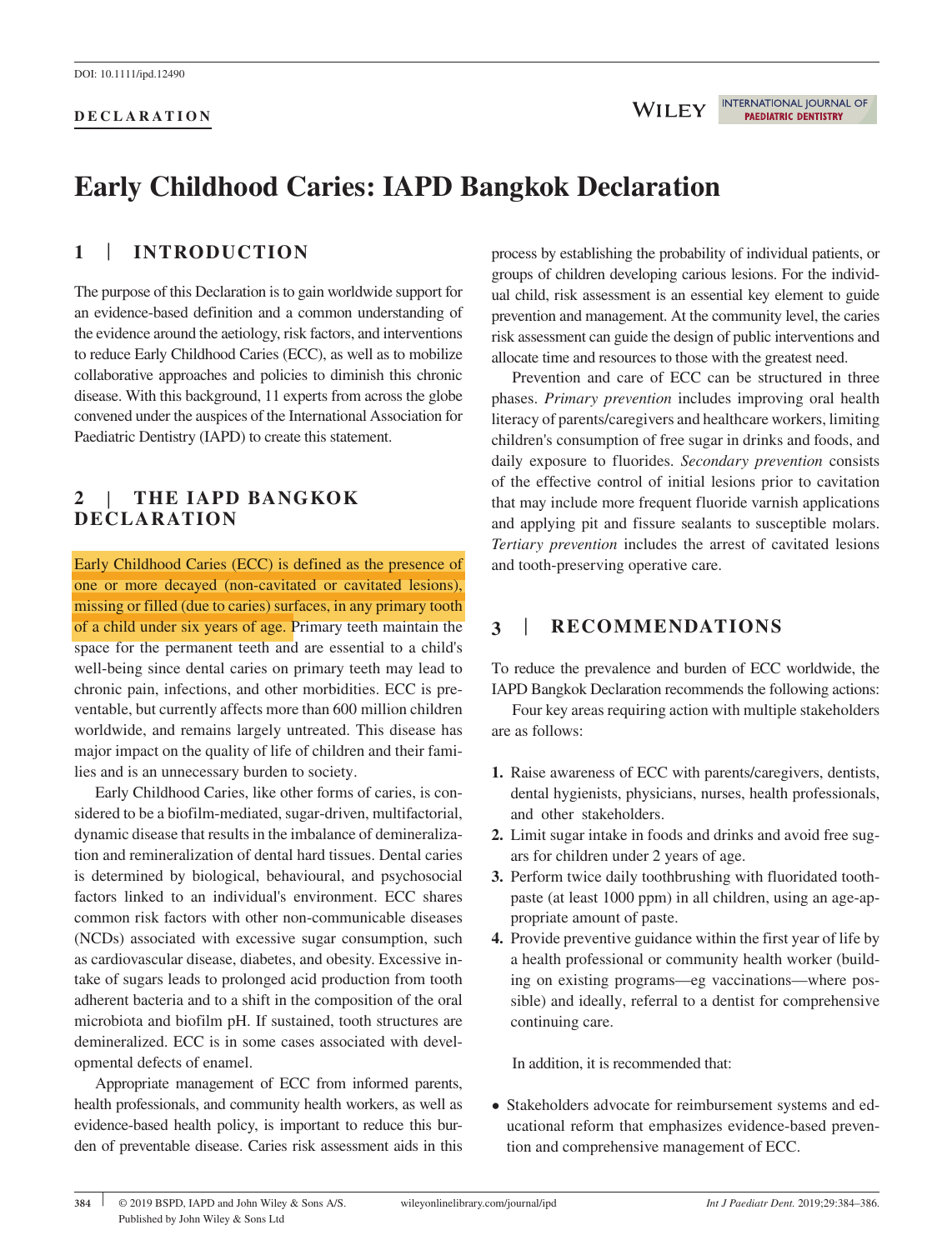DOI: 10.1111/ipd.12490

**DECLARATION**

# Early Childhood Caries: IAPD Bangkok Declaration

## 1 | INTRODUCTION

The purpose of this Declaration is to gain worldwide support for an evidence-based definition and a common understanding of the evidence around the aetiology, risk factors, and interventions to reduce Early Childhood Caries (ECC), as well as to mobilize collaborative approaches and policies to diminish this chronic disease. With this background, 11 experts from across the globe convened under the auspices of the International Association for Paediatric Dentistry (IAPD) to create this statement.

## 2 | THE IAPD BANGKOK DECLARATION

Early Childhood Caries (ECC) is defined as the presence of one or more decayed (non-cavitated or cavitated lesions), missing or filled (due to caries) surfaces, in any primary tooth of a child under six years of age. Primary teeth maintain the space for the permanent teeth and are essential to a child's well-being since dental caries on primary teeth may lead to chronic pain, infections, and other morbidities. ECC is preventable, but currently affects more than 600 million children worldwide, and remains largely untreated. This disease has major impact on the quality of life of children and their families and is an unnecessary burden to society.

Early Childhood Caries, like other forms of caries, is considered to be a biofilm-mediated, sugar-driven, multifactorial, dynamic disease that results in the imbalance of demineralization and remineralization of dental hard tissues. Dental caries is determined by biological, behavioural, and psychosocial factors linked to an individual's environment. ECC shares common risk factors with other non-communicable diseases (NCDs) associated with excessive sugar consumption, such as cardiovascular disease, diabetes, and obesity. Excessive intake of sugars leads to prolonged acid production from tooth adherent bacteria and to a shift in the composition of the oral microbiota and biofilm pH. If sustained, tooth structures are demineralized. ECC is in some cases associated with developmental defects of enamel.

Appropriate management of ECC from informed parents, health professionals, and community health workers, as well as evidence-based health policy, is important to reduce this burden of preventable disease. Caries risk assessment aids in this process by establishing the probability of individual patients, or groups of children developing carious lesions. For the individual child, risk assessment is an essential key element to guide prevention and management. At the community level, the caries risk assessment can guide the design of public interventions and allocate time and resources to those with the greatest need.

Prevention and care of ECC can be structured in three phases. *Primary prevention* includes improving oral health literacy of parents/caregivers and healthcare workers, limiting children's consumption of free sugar in drinks and foods, and daily exposure to fluorides. *Secondary prevention* consists of the effective control of initial lesions prior to cavitation that may include more frequent fluoride varnish applications and applying pit and fissure sealants to susceptible molars. *Tertiary prevention* includes the arrest of cavitated lesions and tooth-preserving operative care.

## 3 | RECOMMENDATIONS

To reduce the prevalence and burden of ECC worldwide, the IAPD Bangkok Declaration recommends the following actions:

Four key areas requiring action with multiple stakeholders are as follows:

1. Raise awareness of ECC with parents/caregivers, dentists, dental hygienists, physicians, nurses, health professionals, and other stakeholders.
2. Limit sugar intake in foods and drinks and avoid free sugars for children under 2 years of age.
3. Perform twice daily toothbrushing with fluoridated toothpaste (at least 1000 ppm) in all children, using an age-appropriate amount of paste.
4. Provide preventive guidance within the first year of life by a health professional or community health worker (building on existing programs—eg vaccinations—where possible) and ideally, referral to a dentist for comprehensive continuing care.

In addition, it is recommended that:

- Stakeholders advocate for reimbursement systems and educational reform that emphasizes evidence-based prevention and comprehensive management of ECC.

© 2019 BSPD, IAPD and John Wiley & Sons A/S. Published by John Wiley & Sons Ltd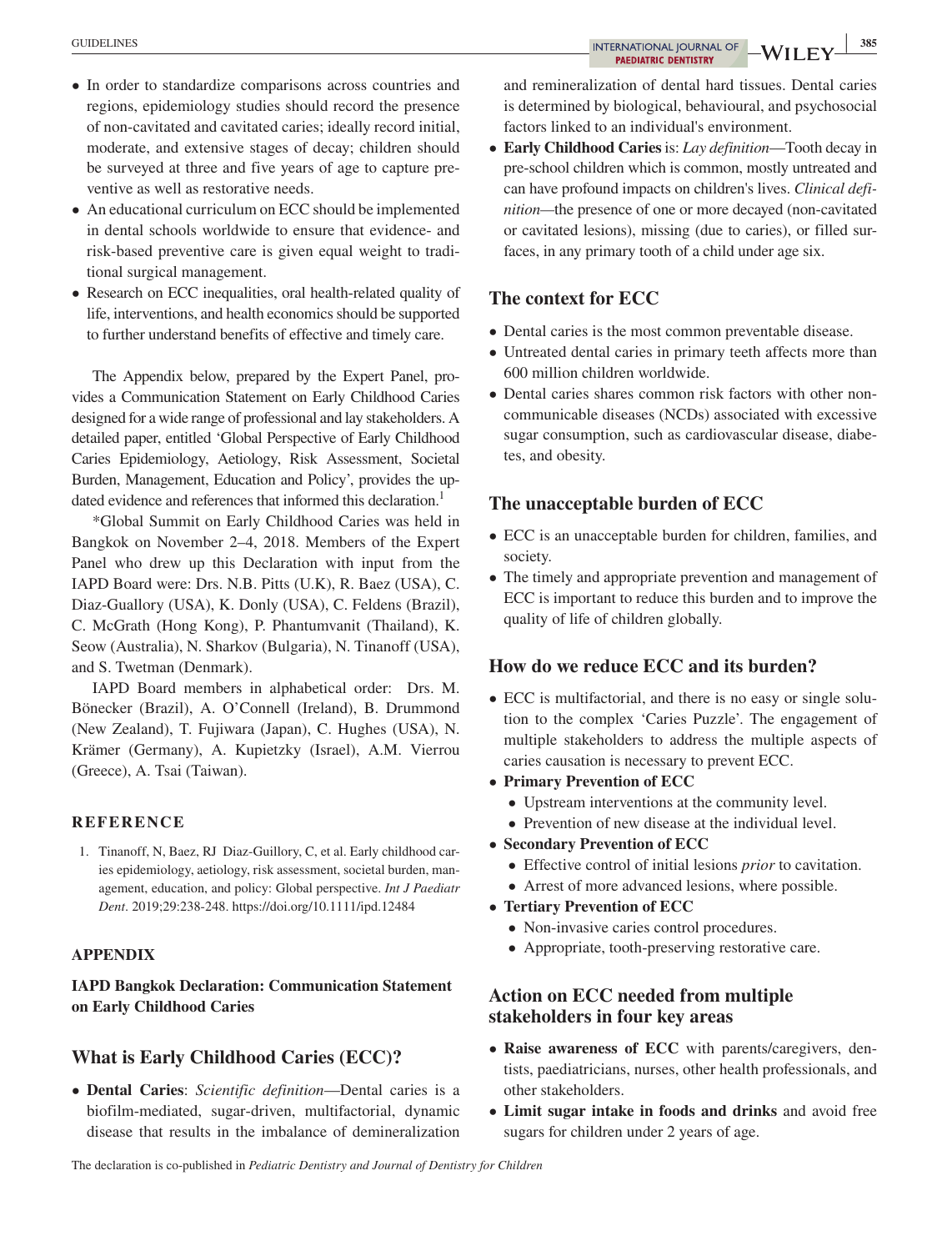- In order to standardize comparisons across countries and regions, epidemiology studies should record the presence of non-cavitated and cavitated caries; ideally record initial, moderate, and extensive stages of decay; children should be surveyed at three and five years of age to capture preventive as well as restorative needs.
- An educational curriculum on ECC should be implemented in dental schools worldwide to ensure that evidence- and risk-based preventive care is given equal weight to traditional surgical management.
- Research on ECC inequalities, oral health-related quality of life, interventions, and health economics should be supported to further understand benefits of effective and timely care.

The Appendix below, prepared by the Expert Panel, provides a Communication Statement on Early Childhood Caries designed for a wide range of professional and lay stakeholders. A detailed paper, entitled 'Global Perspective of Early Childhood Caries Epidemiology, Aetiology, Risk Assessment, Societal Burden, Management, Education and Policy', provides the updated evidence and references that informed this declaration.[1]

*Global Summit on Early Childhood Caries was held in Bangkok on November 2–4, 2018. Members of the Expert Panel who drew up this Declaration with input from the IAPD Board were: Drs. N.B. Pitts (U.K), R. Baez (USA), C. Diaz-Guallory (USA), K. Donly (USA), C. Feldens (Brazil), C. McGrath (Hong Kong), P. Phantumvanit (Thailand), K. Seow (Australia), N. Sharkov (Bulgaria), N. Tinanoff (USA), and S. Twetman (Denmark).

IAPD Board members in alphabetical order: Drs. M. Bönecker (Brazil), A. O'Connell (Ireland), B. Drummond (New Zealand), T. Fujiwara (Japan), C. Hughes (USA), N. Krämer (Germany), A. Kupietzky (Israel), A.M. Vierrou (Greece), A. Tsai (Taiwan).

## REFERENCE

1. Tinanoff, N, Baez, RJ Diaz-Guillory, C, et al. Early childhood caries epidemiology, aetiology, risk assessment, societal burden, management, education, and policy: Global perspective. *Int J Paediatr Dent*. 2019;29:238-248. https://doi.org/10.1111/ipd.12484

## APPENDIX

### IAPD Bangkok Declaration: Communication Statement on Early Childhood Caries

## What is Early Childhood Caries (ECC)?

- **Dental Caries**: *Scientific definition*—Dental caries is a biofilm-mediated, sugar-driven, multifactorial, dynamic disease that results in the imbalance of demineralization and remineralization of dental hard tissues. Dental caries is determined by biological, behavioural, and psychosocial factors linked to an individual's environment.
- **Early Childhood Caries** is: *Lay definition*—Tooth decay in pre-school children which is common, mostly untreated and can have profound impacts on children's lives. *Clinical definition*—the presence of one or more decayed (non-cavitated or cavitated lesions), missing (due to caries), or filled surfaces, in any primary tooth of a child under age six.

## The context for ECC

- Dental caries is the most common preventable disease.
- Untreated dental caries in primary teeth affects more than 600 million children worldwide.
- Dental caries shares common risk factors with other non-communicable diseases (NCDs) associated with excessive sugar consumption, such as cardiovascular disease, diabetes, and obesity.

## The unacceptable burden of ECC

- ECC is an unacceptable burden for children, families, and society.
- The timely and appropriate prevention and management of ECC is important to reduce this burden and to improve the quality of life of children globally.

## How do we reduce ECC and its burden?

- ECC is multifactorial, and there is no easy or single solution to the complex 'Caries Puzzle'. The engagement of multiple stakeholders to address the multiple aspects of caries causation is necessary to prevent ECC.
- **Primary Prevention of ECC**
  - Upstream interventions at the community level.
  - Prevention of new disease at the individual level.
- **Secondary Prevention of ECC**
  - Effective control of initial lesions *prior* to cavitation.
  - Arrest of more advanced lesions, where possible.
- **Tertiary Prevention of ECC**
  - Non-invasive caries control procedures.
  - Appropriate, tooth-preserving restorative care.

## Action on ECC needed from multiple stakeholders in four key areas

- **Raise awareness of ECC** with parents/caregivers, dentists, paediatricians, nurses, other health professionals, and other stakeholders.
- **Limit sugar intake in foods and drinks** and avoid free sugars for children under 2 years of age.

The declaration is co-published in *Pediatric Dentistry and Journal of Dentistry for Children*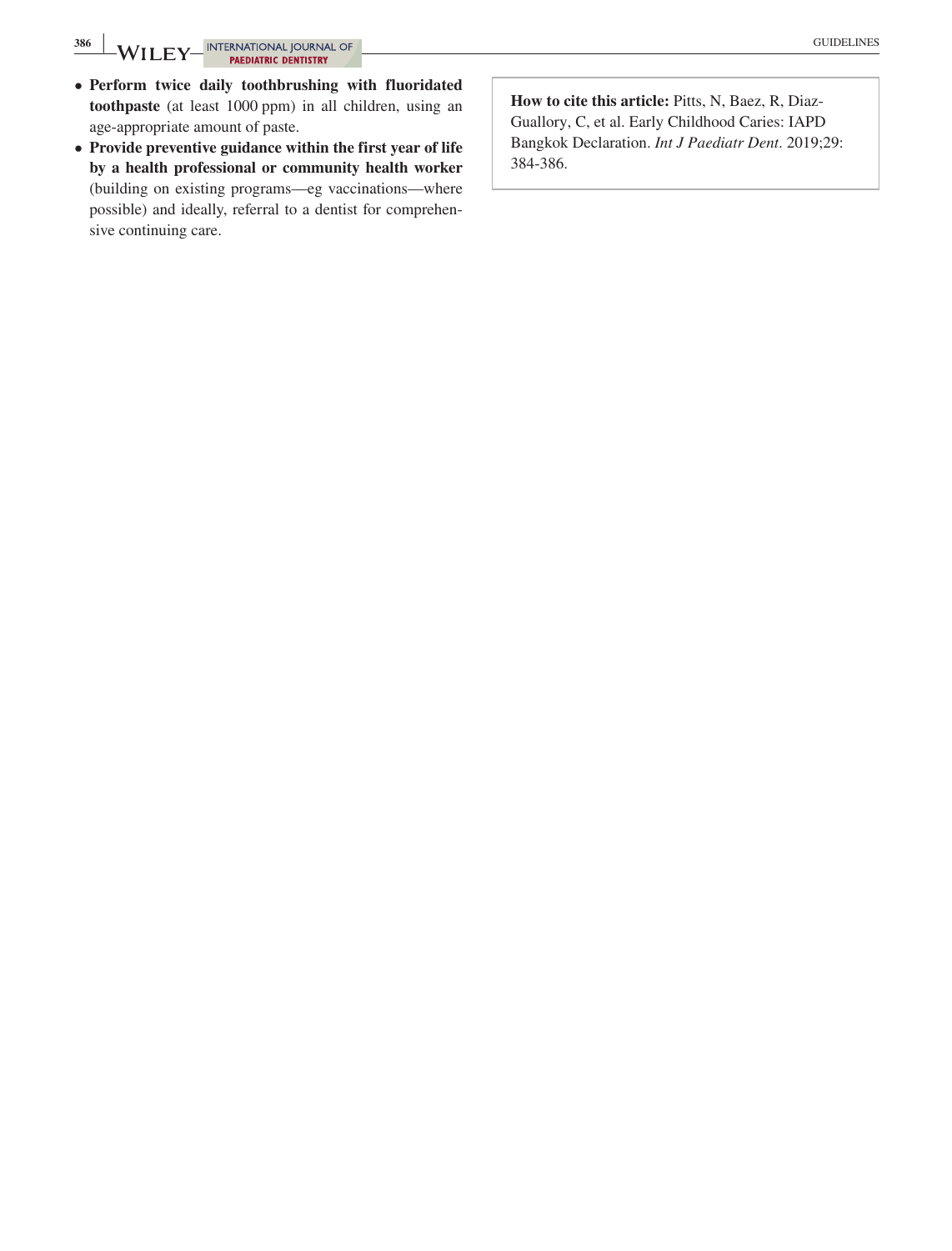- **Perform twice daily toothbrushing with fluoridated toothpaste** (at least 1000 ppm) in all children, using an age-appropriate amount of paste.
- **Provide preventive guidance within the first year of life by a health professional or community health worker** (building on existing programs—eg vaccinations—where possible) and ideally, referral to a dentist for comprehensive continuing care.

**How to cite this article:** Pitts, N, Baez, R, Diaz-Guallory, C, et al. Early Childhood Caries: IAPD Bangkok Declaration. *Int J Paediatr Dent*. 2019;29:384-386.